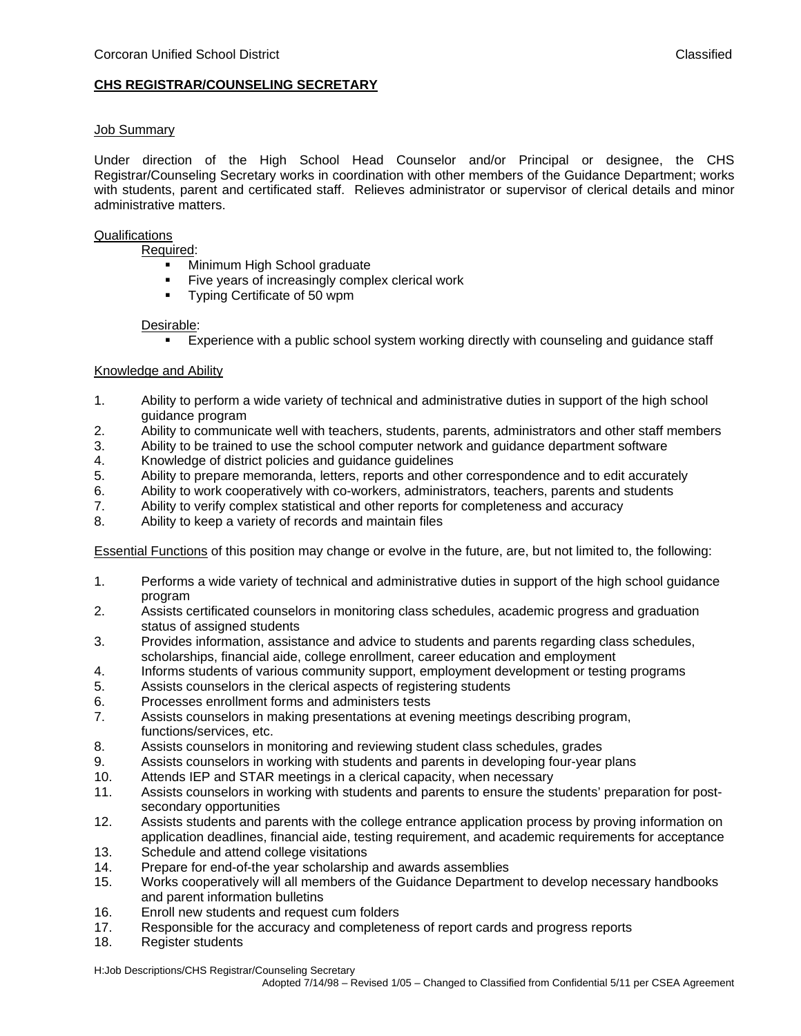Corcoran Unified School District | Classified

# CHS REGISTRAR/COUNSELING SECRETARY

## Job Summary

Under direction of the High School Head Counselor and/or Principal or designee, the CHS Registrar/Counseling Secretary works in coordination with other members of the Guidance Department; works with students, parent and certificated staff. Relieves administrator or supervisor of clerical details and minor administrative matters.

## Qualifications

Required:

- Minimum High School graduate
- Five years of increasingly complex clerical work
- Typing Certificate of 50 wpm

Desirable:

- Experience with a public school system working directly with counseling and guidance staff

## Knowledge and Ability

1. Ability to perform a wide variety of technical and administrative duties in support of the high school guidance program
2. Ability to communicate well with teachers, students, parents, administrators and other staff members
3. Ability to be trained to use the school computer network and guidance department software
4. Knowledge of district policies and guidance guidelines
5. Ability to prepare memoranda, letters, reports and other correspondence and to edit accurately
6. Ability to work cooperatively with co-workers, administrators, teachers, parents and students
7. Ability to verify complex statistical and other reports for completeness and accuracy
8. Ability to keep a variety of records and maintain files

Essential Functions of this position may change or evolve in the future, are, but not limited to, the following:

1. Performs a wide variety of technical and administrative duties in support of the high school guidance program
2. Assists certificated counselors in monitoring class schedules, academic progress and graduation status of assigned students
3. Provides information, assistance and advice to students and parents regarding class schedules, scholarships, financial aide, college enrollment, career education and employment
4. Informs students of various community support, employment development or testing programs
5. Assists counselors in the clerical aspects of registering students
6. Processes enrollment forms and administers tests
7. Assists counselors in making presentations at evening meetings describing program, functions/services, etc.
8. Assists counselors in monitoring and reviewing student class schedules, grades
9. Assists counselors in working with students and parents in developing four-year plans
10. Attends IEP and STAR meetings in a clerical capacity, when necessary
11. Assists counselors in working with students and parents to ensure the students' preparation for post-secondary opportunities
12. Assists students and parents with the college entrance application process by proving information on application deadlines, financial aide, testing requirement, and academic requirements for acceptance
13. Schedule and attend college visitations
14. Prepare for end-of-the year scholarship and awards assemblies
15. Works cooperatively will all members of the Guidance Department to develop necessary handbooks and parent information bulletins
16. Enroll new students and request cum folders
17. Responsible for the accuracy and completeness of report cards and progress reports
18. Register students

H:Job Descriptions/CHS Registrar/Counseling Secretary
Adopted 7/14/98 – Revised 1/05 – Changed to Classified from Confidential 5/11 per CSEA Agreement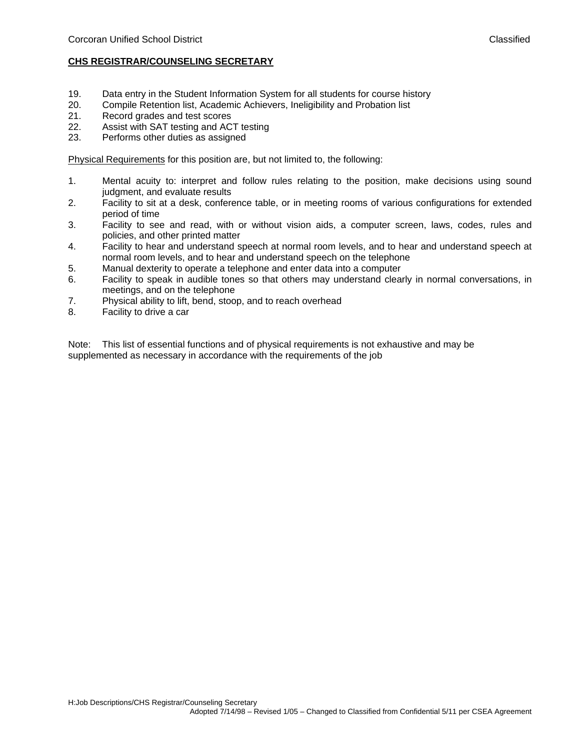## CHS REGISTRAR/COUNSELING SECRETARY

19. Data entry in the Student Information System for all students for course history
20. Compile Retention list, Academic Achievers, Ineligibility and Probation list
21. Record grades and test scores
22. Assist with SAT testing and ACT testing
23. Performs other duties as assigned

Physical Requirements for this position are, but not limited to, the following:

1. Mental acuity to: interpret and follow rules relating to the position, make decisions using sound judgment, and evaluate results
2. Facility to sit at a desk, conference table, or in meeting rooms of various configurations for extended period of time
3. Facility to see and read, with or without vision aids, a computer screen, laws, codes, rules and policies, and other printed matter
4. Facility to hear and understand speech at normal room levels, and to hear and understand speech at normal room levels, and to hear and understand speech on the telephone
5. Manual dexterity to operate a telephone and enter data into a computer
6. Facility to speak in audible tones so that others may understand clearly in normal conversations, in meetings, and on the telephone
7. Physical ability to lift, bend, stoop, and to reach overhead
8. Facility to drive a car

Note: This list of essential functions and of physical requirements is not exhaustive and may be supplemented as necessary in accordance with the requirements of the job

H:Job Descriptions/CHS Registrar/Counseling Secretary
Adopted 7/14/98 – Revised 1/05 – Changed to Classified from Confidential 5/11 per CSEA Agreement